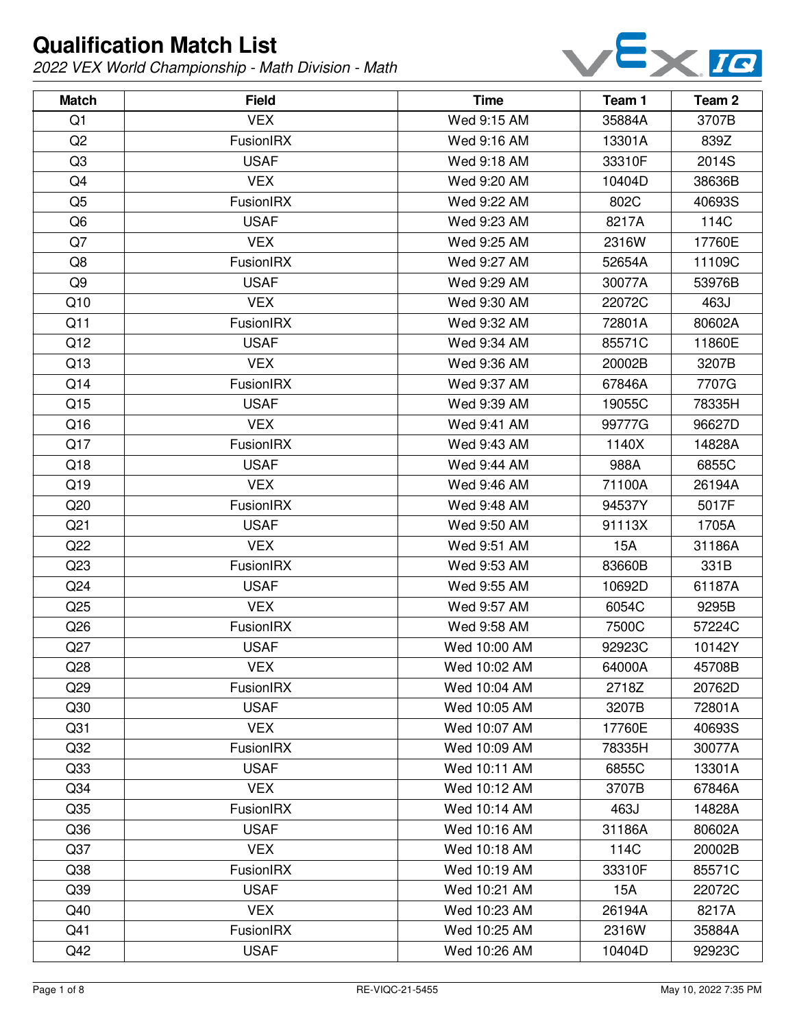# Qualification Match List

*2022 VEX World Championship - Math Division - Math*

| Match | Field | Time | Team 1 | Team 2 |
|---|---|---|---|---|
| Q1 | VEX | Wed 9:15 AM | 35884A | 3707B |
| Q2 | FusionIRX | Wed 9:16 AM | 13301A | 839Z |
| Q3 | USAF | Wed 9:18 AM | 33310F | 2014S |
| Q4 | VEX | Wed 9:20 AM | 10404D | 38636B |
| Q5 | FusionIRX | Wed 9:22 AM | 802C | 40693S |
| Q6 | USAF | Wed 9:23 AM | 8217A | 114C |
| Q7 | VEX | Wed 9:25 AM | 2316W | 17760E |
| Q8 | FusionIRX | Wed 9:27 AM | 52654A | 11109C |
| Q9 | USAF | Wed 9:29 AM | 30077A | 53976B |
| Q10 | VEX | Wed 9:30 AM | 22072C | 463J |
| Q11 | FusionIRX | Wed 9:32 AM | 72801A | 80602A |
| Q12 | USAF | Wed 9:34 AM | 85571C | 11860E |
| Q13 | VEX | Wed 9:36 AM | 20002B | 3207B |
| Q14 | FusionIRX | Wed 9:37 AM | 67846A | 7707G |
| Q15 | USAF | Wed 9:39 AM | 19055C | 78335H |
| Q16 | VEX | Wed 9:41 AM | 99777G | 96627D |
| Q17 | FusionIRX | Wed 9:43 AM | 1140X | 14828A |
| Q18 | USAF | Wed 9:44 AM | 988A | 6855C |
| Q19 | VEX | Wed 9:46 AM | 71100A | 26194A |
| Q20 | FusionIRX | Wed 9:48 AM | 94537Y | 5017F |
| Q21 | USAF | Wed 9:50 AM | 91113X | 1705A |
| Q22 | VEX | Wed 9:51 AM | 15A | 31186A |
| Q23 | FusionIRX | Wed 9:53 AM | 83660B | 331B |
| Q24 | USAF | Wed 9:55 AM | 10692D | 61187A |
| Q25 | VEX | Wed 9:57 AM | 6054C | 9295B |
| Q26 | FusionIRX | Wed 9:58 AM | 7500C | 57224C |
| Q27 | USAF | Wed 10:00 AM | 92923C | 10142Y |
| Q28 | VEX | Wed 10:02 AM | 64000A | 45708B |
| Q29 | FusionIRX | Wed 10:04 AM | 2718Z | 20762D |
| Q30 | USAF | Wed 10:05 AM | 3207B | 72801A |
| Q31 | VEX | Wed 10:07 AM | 17760E | 40693S |
| Q32 | FusionIRX | Wed 10:09 AM | 78335H | 30077A |
| Q33 | USAF | Wed 10:11 AM | 6855C | 13301A |
| Q34 | VEX | Wed 10:12 AM | 3707B | 67846A |
| Q35 | FusionIRX | Wed 10:14 AM | 463J | 14828A |
| Q36 | USAF | Wed 10:16 AM | 31186A | 80602A |
| Q37 | VEX | Wed 10:18 AM | 114C | 20002B |
| Q38 | FusionIRX | Wed 10:19 AM | 33310F | 85571C |
| Q39 | USAF | Wed 10:21 AM | 15A | 22072C |
| Q40 | VEX | Wed 10:23 AM | 26194A | 8217A |
| Q41 | FusionIRX | Wed 10:25 AM | 2316W | 35884A |
| Q42 | USAF | Wed 10:26 AM | 10404D | 92923C |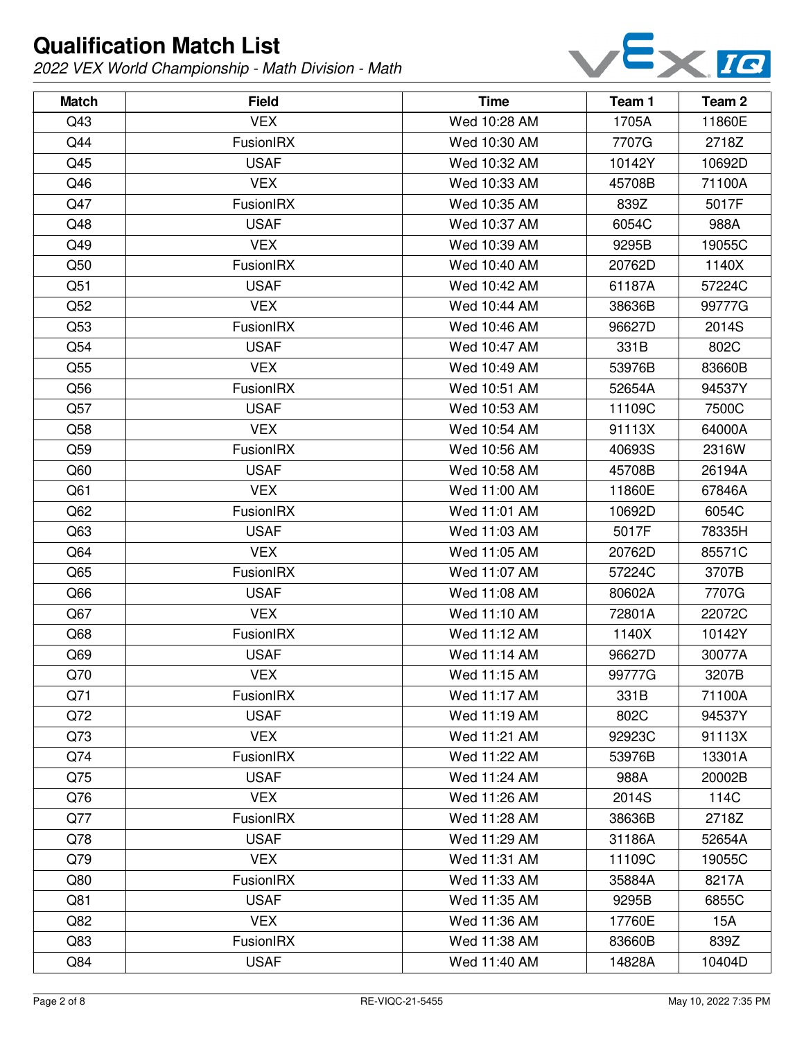# Qualification Match List

*2022 VEX World Championship - Math Division - Math*

| Match | Field | Time | Team 1 | Team 2 |
|---|---|---|---|---|
| Q43 | VEX | Wed 10:28 AM | 1705A | 11860E |
| Q44 | FusionIRX | Wed 10:30 AM | 7707G | 2718Z |
| Q45 | USAF | Wed 10:32 AM | 10142Y | 10692D |
| Q46 | VEX | Wed 10:33 AM | 45708B | 71100A |
| Q47 | FusionIRX | Wed 10:35 AM | 839Z | 5017F |
| Q48 | USAF | Wed 10:37 AM | 6054C | 988A |
| Q49 | VEX | Wed 10:39 AM | 9295B | 19055C |
| Q50 | FusionIRX | Wed 10:40 AM | 20762D | 1140X |
| Q51 | USAF | Wed 10:42 AM | 61187A | 57224C |
| Q52 | VEX | Wed 10:44 AM | 38636B | 99777G |
| Q53 | FusionIRX | Wed 10:46 AM | 96627D | 2014S |
| Q54 | USAF | Wed 10:47 AM | 331B | 802C |
| Q55 | VEX | Wed 10:49 AM | 53976B | 83660B |
| Q56 | FusionIRX | Wed 10:51 AM | 52654A | 94537Y |
| Q57 | USAF | Wed 10:53 AM | 11109C | 7500C |
| Q58 | VEX | Wed 10:54 AM | 91113X | 64000A |
| Q59 | FusionIRX | Wed 10:56 AM | 40693S | 2316W |
| Q60 | USAF | Wed 10:58 AM | 45708B | 26194A |
| Q61 | VEX | Wed 11:00 AM | 11860E | 67846A |
| Q62 | FusionIRX | Wed 11:01 AM | 10692D | 6054C |
| Q63 | USAF | Wed 11:03 AM | 5017F | 78335H |
| Q64 | VEX | Wed 11:05 AM | 20762D | 85571C |
| Q65 | FusionIRX | Wed 11:07 AM | 57224C | 3707B |
| Q66 | USAF | Wed 11:08 AM | 80602A | 7707G |
| Q67 | VEX | Wed 11:10 AM | 72801A | 22072C |
| Q68 | FusionIRX | Wed 11:12 AM | 1140X | 10142Y |
| Q69 | USAF | Wed 11:14 AM | 96627D | 30077A |
| Q70 | VEX | Wed 11:15 AM | 99777G | 3207B |
| Q71 | FusionIRX | Wed 11:17 AM | 331B | 71100A |
| Q72 | USAF | Wed 11:19 AM | 802C | 94537Y |
| Q73 | VEX | Wed 11:21 AM | 92923C | 91113X |
| Q74 | FusionIRX | Wed 11:22 AM | 53976B | 13301A |
| Q75 | USAF | Wed 11:24 AM | 988A | 20002B |
| Q76 | VEX | Wed 11:26 AM | 2014S | 114C |
| Q77 | FusionIRX | Wed 11:28 AM | 38636B | 2718Z |
| Q78 | USAF | Wed 11:29 AM | 31186A | 52654A |
| Q79 | VEX | Wed 11:31 AM | 11109C | 19055C |
| Q80 | FusionIRX | Wed 11:33 AM | 35884A | 8217A |
| Q81 | USAF | Wed 11:35 AM | 9295B | 6855C |
| Q82 | VEX | Wed 11:36 AM | 17760E | 15A |
| Q83 | FusionIRX | Wed 11:38 AM | 83660B | 839Z |
| Q84 | USAF | Wed 11:40 AM | 14828A | 10404D |

RE-VIQC-21-5455

May 10, 2022 7:35 PM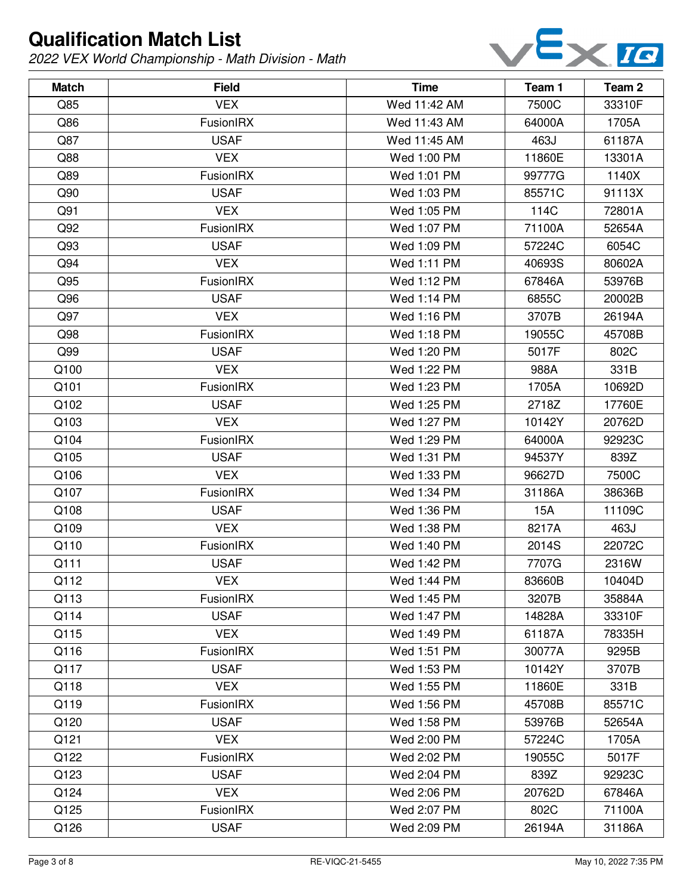# Qualification Match List

*2022 VEX World Championship - Math Division - Math*

| Match | Field | Time | Team 1 | Team 2 |
|---|---|---|---|---|
| Q85 | VEX | Wed 11:42 AM | 7500C | 33310F |
| Q86 | FusionIRX | Wed 11:43 AM | 64000A | 1705A |
| Q87 | USAF | Wed 11:45 AM | 463J | 61187A |
| Q88 | VEX | Wed 1:00 PM | 11860E | 13301A |
| Q89 | FusionIRX | Wed 1:01 PM | 99777G | 1140X |
| Q90 | USAF | Wed 1:03 PM | 85571C | 91113X |
| Q91 | VEX | Wed 1:05 PM | 114C | 72801A |
| Q92 | FusionIRX | Wed 1:07 PM | 71100A | 52654A |
| Q93 | USAF | Wed 1:09 PM | 57224C | 6054C |
| Q94 | VEX | Wed 1:11 PM | 40693S | 80602A |
| Q95 | FusionIRX | Wed 1:12 PM | 67846A | 53976B |
| Q96 | USAF | Wed 1:14 PM | 6855C | 20002B |
| Q97 | VEX | Wed 1:16 PM | 3707B | 26194A |
| Q98 | FusionIRX | Wed 1:18 PM | 19055C | 45708B |
| Q99 | USAF | Wed 1:20 PM | 5017F | 802C |
| Q100 | VEX | Wed 1:22 PM | 988A | 331B |
| Q101 | FusionIRX | Wed 1:23 PM | 1705A | 10692D |
| Q102 | USAF | Wed 1:25 PM | 2718Z | 17760E |
| Q103 | VEX | Wed 1:27 PM | 10142Y | 20762D |
| Q104 | FusionIRX | Wed 1:29 PM | 64000A | 92923C |
| Q105 | USAF | Wed 1:31 PM | 94537Y | 839Z |
| Q106 | VEX | Wed 1:33 PM | 96627D | 7500C |
| Q107 | FusionIRX | Wed 1:34 PM | 31186A | 38636B |
| Q108 | USAF | Wed 1:36 PM | 15A | 11109C |
| Q109 | VEX | Wed 1:38 PM | 8217A | 463J |
| Q110 | FusionIRX | Wed 1:40 PM | 2014S | 22072C |
| Q111 | USAF | Wed 1:42 PM | 7707G | 2316W |
| Q112 | VEX | Wed 1:44 PM | 83660B | 10404D |
| Q113 | FusionIRX | Wed 1:45 PM | 3207B | 35884A |
| Q114 | USAF | Wed 1:47 PM | 14828A | 33310F |
| Q115 | VEX | Wed 1:49 PM | 61187A | 78335H |
| Q116 | FusionIRX | Wed 1:51 PM | 30077A | 9295B |
| Q117 | USAF | Wed 1:53 PM | 10142Y | 3707B |
| Q118 | VEX | Wed 1:55 PM | 11860E | 331B |
| Q119 | FusionIRX | Wed 1:56 PM | 45708B | 85571C |
| Q120 | USAF | Wed 1:58 PM | 53976B | 52654A |
| Q121 | VEX | Wed 2:00 PM | 57224C | 1705A |
| Q122 | FusionIRX | Wed 2:02 PM | 19055C | 5017F |
| Q123 | USAF | Wed 2:04 PM | 839Z | 92923C |
| Q124 | VEX | Wed 2:06 PM | 20762D | 67846A |
| Q125 | FusionIRX | Wed 2:07 PM | 802C | 71100A |
| Q126 | USAF | Wed 2:09 PM | 26194A | 31186A |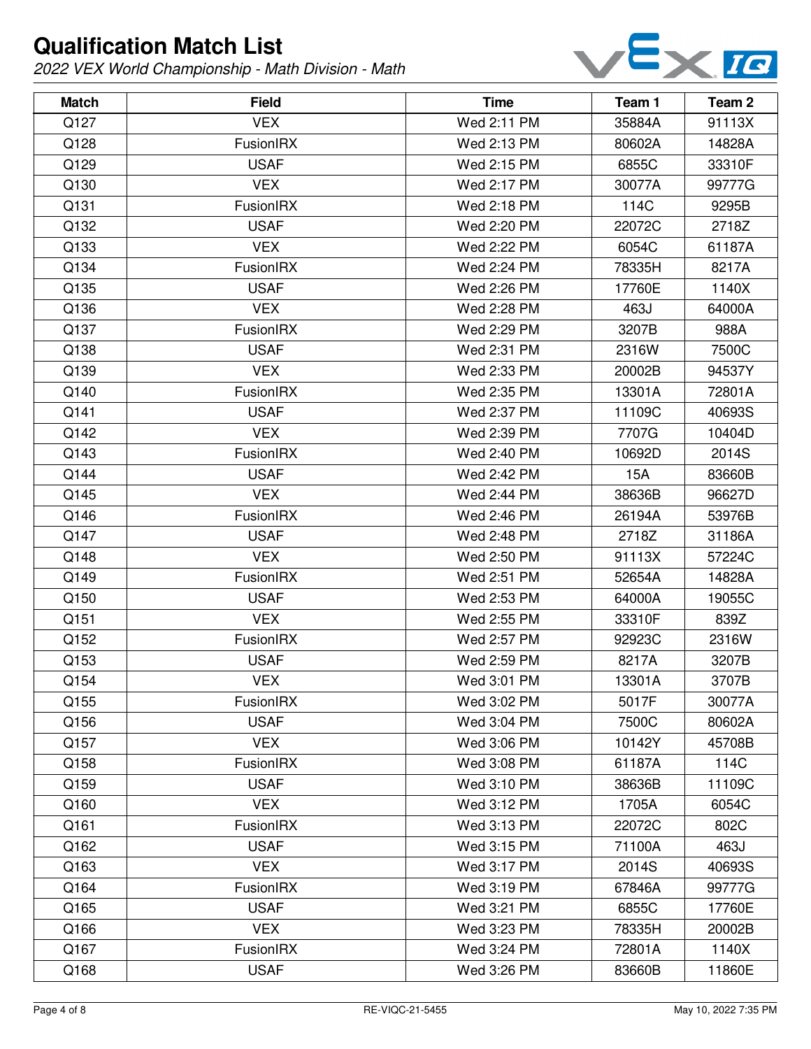# Qualification Match List

*2022 VEX World Championship - Math Division - Math*

| Match | Field | Time | Team 1 | Team 2 |
|---|---|---|---|---|
| Q127 | VEX | Wed 2:11 PM | 35884A | 91113X |
| Q128 | FusionIRX | Wed 2:13 PM | 80602A | 14828A |
| Q129 | USAF | Wed 2:15 PM | 6855C | 33310F |
| Q130 | VEX | Wed 2:17 PM | 30077A | 99777G |
| Q131 | FusionIRX | Wed 2:18 PM | 114C | 9295B |
| Q132 | USAF | Wed 2:20 PM | 22072C | 2718Z |
| Q133 | VEX | Wed 2:22 PM | 6054C | 61187A |
| Q134 | FusionIRX | Wed 2:24 PM | 78335H | 8217A |
| Q135 | USAF | Wed 2:26 PM | 17760E | 1140X |
| Q136 | VEX | Wed 2:28 PM | 463J | 64000A |
| Q137 | FusionIRX | Wed 2:29 PM | 3207B | 988A |
| Q138 | USAF | Wed 2:31 PM | 2316W | 7500C |
| Q139 | VEX | Wed 2:33 PM | 20002B | 94537Y |
| Q140 | FusionIRX | Wed 2:35 PM | 13301A | 72801A |
| Q141 | USAF | Wed 2:37 PM | 11109C | 40693S |
| Q142 | VEX | Wed 2:39 PM | 7707G | 10404D |
| Q143 | FusionIRX | Wed 2:40 PM | 10692D | 2014S |
| Q144 | USAF | Wed 2:42 PM | 15A | 83660B |
| Q145 | VEX | Wed 2:44 PM | 38636B | 96627D |
| Q146 | FusionIRX | Wed 2:46 PM | 26194A | 53976B |
| Q147 | USAF | Wed 2:48 PM | 2718Z | 31186A |
| Q148 | VEX | Wed 2:50 PM | 91113X | 57224C |
| Q149 | FusionIRX | Wed 2:51 PM | 52654A | 14828A |
| Q150 | USAF | Wed 2:53 PM | 64000A | 19055C |
| Q151 | VEX | Wed 2:55 PM | 33310F | 839Z |
| Q152 | FusionIRX | Wed 2:57 PM | 92923C | 2316W |
| Q153 | USAF | Wed 2:59 PM | 8217A | 3207B |
| Q154 | VEX | Wed 3:01 PM | 13301A | 3707B |
| Q155 | FusionIRX | Wed 3:02 PM | 5017F | 30077A |
| Q156 | USAF | Wed 3:04 PM | 7500C | 80602A |
| Q157 | VEX | Wed 3:06 PM | 10142Y | 45708B |
| Q158 | FusionIRX | Wed 3:08 PM | 61187A | 114C |
| Q159 | USAF | Wed 3:10 PM | 38636B | 11109C |
| Q160 | VEX | Wed 3:12 PM | 1705A | 6054C |
| Q161 | FusionIRX | Wed 3:13 PM | 22072C | 802C |
| Q162 | USAF | Wed 3:15 PM | 71100A | 463J |
| Q163 | VEX | Wed 3:17 PM | 2014S | 40693S |
| Q164 | FusionIRX | Wed 3:19 PM | 67846A | 99777G |
| Q165 | USAF | Wed 3:21 PM | 6855C | 17760E |
| Q166 | VEX | Wed 3:23 PM | 78335H | 20002B |
| Q167 | FusionIRX | Wed 3:24 PM | 72801A | 1140X |
| Q168 | USAF | Wed 3:26 PM | 83660B | 11860E |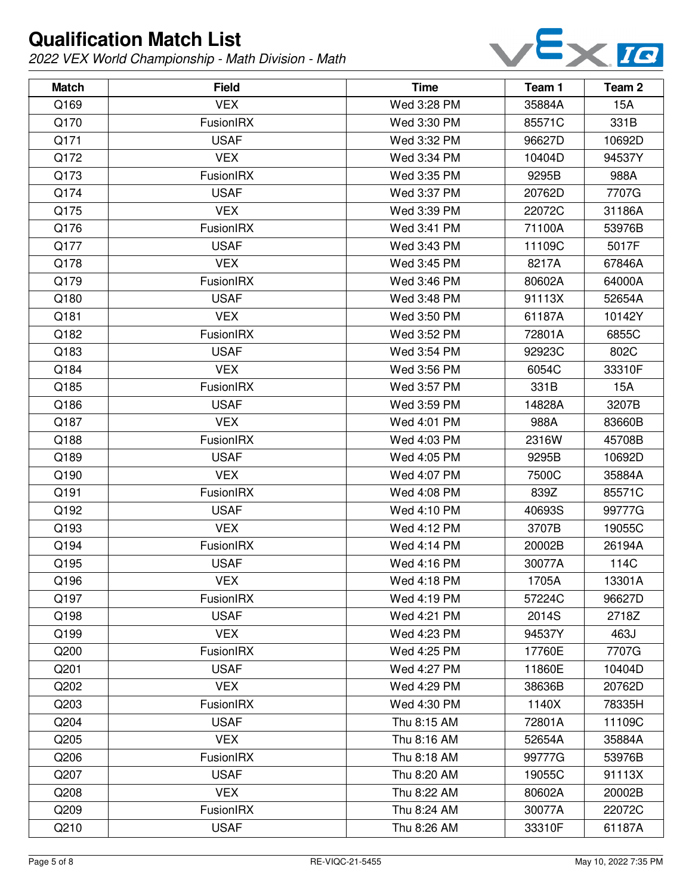# Qualification Match List

*2022 VEX World Championship - Math Division - Math*

| Match | Field | Time | Team 1 | Team 2 |
|---|---|---|---|---|
| Q169 | VEX | Wed 3:28 PM | 35884A | 15A |
| Q170 | FusionIRX | Wed 3:30 PM | 85571C | 331B |
| Q171 | USAF | Wed 3:32 PM | 96627D | 10692D |
| Q172 | VEX | Wed 3:34 PM | 10404D | 94537Y |
| Q173 | FusionIRX | Wed 3:35 PM | 9295B | 988A |
| Q174 | USAF | Wed 3:37 PM | 20762D | 7707G |
| Q175 | VEX | Wed 3:39 PM | 22072C | 31186A |
| Q176 | FusionIRX | Wed 3:41 PM | 71100A | 53976B |
| Q177 | USAF | Wed 3:43 PM | 11109C | 5017F |
| Q178 | VEX | Wed 3:45 PM | 8217A | 67846A |
| Q179 | FusionIRX | Wed 3:46 PM | 80602A | 64000A |
| Q180 | USAF | Wed 3:48 PM | 91113X | 52654A |
| Q181 | VEX | Wed 3:50 PM | 61187A | 10142Y |
| Q182 | FusionIRX | Wed 3:52 PM | 72801A | 6855C |
| Q183 | USAF | Wed 3:54 PM | 92923C | 802C |
| Q184 | VEX | Wed 3:56 PM | 6054C | 33310F |
| Q185 | FusionIRX | Wed 3:57 PM | 331B | 15A |
| Q186 | USAF | Wed 3:59 PM | 14828A | 3207B |
| Q187 | VEX | Wed 4:01 PM | 988A | 83660B |
| Q188 | FusionIRX | Wed 4:03 PM | 2316W | 45708B |
| Q189 | USAF | Wed 4:05 PM | 9295B | 10692D |
| Q190 | VEX | Wed 4:07 PM | 7500C | 35884A |
| Q191 | FusionIRX | Wed 4:08 PM | 839Z | 85571C |
| Q192 | USAF | Wed 4:10 PM | 40693S | 99777G |
| Q193 | VEX | Wed 4:12 PM | 3707B | 19055C |
| Q194 | FusionIRX | Wed 4:14 PM | 20002B | 26194A |
| Q195 | USAF | Wed 4:16 PM | 30077A | 114C |
| Q196 | VEX | Wed 4:18 PM | 1705A | 13301A |
| Q197 | FusionIRX | Wed 4:19 PM | 57224C | 96627D |
| Q198 | USAF | Wed 4:21 PM | 2014S | 2718Z |
| Q199 | VEX | Wed 4:23 PM | 94537Y | 463J |
| Q200 | FusionIRX | Wed 4:25 PM | 17760E | 7707G |
| Q201 | USAF | Wed 4:27 PM | 11860E | 10404D |
| Q202 | VEX | Wed 4:29 PM | 38636B | 20762D |
| Q203 | FusionIRX | Wed 4:30 PM | 1140X | 78335H |
| Q204 | USAF | Thu 8:15 AM | 72801A | 11109C |
| Q205 | VEX | Thu 8:16 AM | 52654A | 35884A |
| Q206 | FusionIRX | Thu 8:18 AM | 99777G | 53976B |
| Q207 | USAF | Thu 8:20 AM | 19055C | 91113X |
| Q208 | VEX | Thu 8:22 AM | 80602A | 20002B |
| Q209 | FusionIRX | Thu 8:24 AM | 30077A | 22072C |
| Q210 | USAF | Thu 8:26 AM | 33310F | 61187A |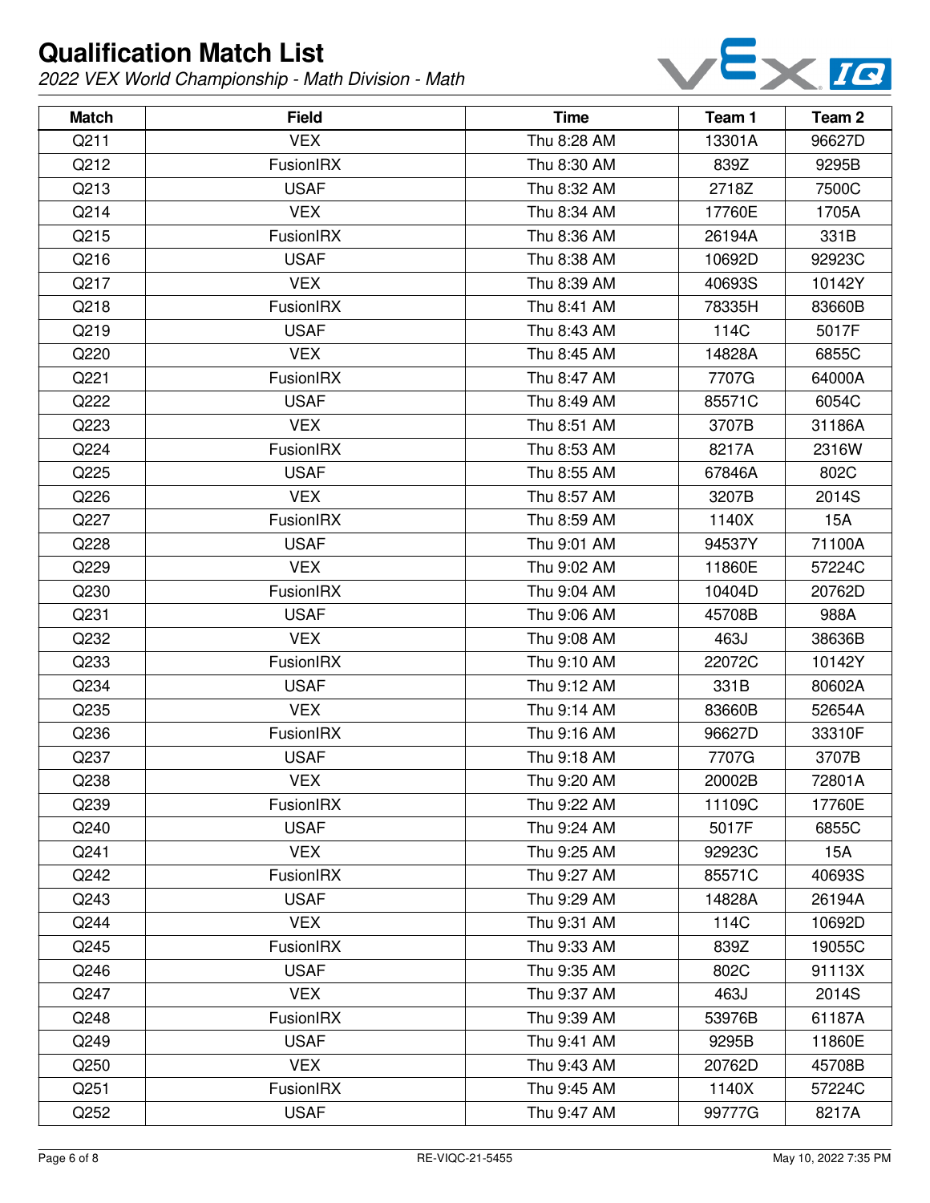# Qualification Match List

*2022 VEX World Championship - Math Division - Math*

| Match | Field | Time | Team 1 | Team 2 |
|---|---|---|---|---|
| Q211 | VEX | Thu 8:28 AM | 13301A | 96627D |
| Q212 | FusionIRX | Thu 8:30 AM | 839Z | 9295B |
| Q213 | USAF | Thu 8:32 AM | 2718Z | 7500C |
| Q214 | VEX | Thu 8:34 AM | 17760E | 1705A |
| Q215 | FusionIRX | Thu 8:36 AM | 26194A | 331B |
| Q216 | USAF | Thu 8:38 AM | 10692D | 92923C |
| Q217 | VEX | Thu 8:39 AM | 40693S | 10142Y |
| Q218 | FusionIRX | Thu 8:41 AM | 78335H | 83660B |
| Q219 | USAF | Thu 8:43 AM | 114C | 5017F |
| Q220 | VEX | Thu 8:45 AM | 14828A | 6855C |
| Q221 | FusionIRX | Thu 8:47 AM | 7707G | 64000A |
| Q222 | USAF | Thu 8:49 AM | 85571C | 6054C |
| Q223 | VEX | Thu 8:51 AM | 3707B | 31186A |
| Q224 | FusionIRX | Thu 8:53 AM | 8217A | 2316W |
| Q225 | USAF | Thu 8:55 AM | 67846A | 802C |
| Q226 | VEX | Thu 8:57 AM | 3207B | 2014S |
| Q227 | FusionIRX | Thu 8:59 AM | 1140X | 15A |
| Q228 | USAF | Thu 9:01 AM | 94537Y | 71100A |
| Q229 | VEX | Thu 9:02 AM | 11860E | 57224C |
| Q230 | FusionIRX | Thu 9:04 AM | 10404D | 20762D |
| Q231 | USAF | Thu 9:06 AM | 45708B | 988A |
| Q232 | VEX | Thu 9:08 AM | 463J | 38636B |
| Q233 | FusionIRX | Thu 9:10 AM | 22072C | 10142Y |
| Q234 | USAF | Thu 9:12 AM | 331B | 80602A |
| Q235 | VEX | Thu 9:14 AM | 83660B | 52654A |
| Q236 | FusionIRX | Thu 9:16 AM | 96627D | 33310F |
| Q237 | USAF | Thu 9:18 AM | 7707G | 3707B |
| Q238 | VEX | Thu 9:20 AM | 20002B | 72801A |
| Q239 | FusionIRX | Thu 9:22 AM | 11109C | 17760E |
| Q240 | USAF | Thu 9:24 AM | 5017F | 6855C |
| Q241 | VEX | Thu 9:25 AM | 92923C | 15A |
| Q242 | FusionIRX | Thu 9:27 AM | 85571C | 40693S |
| Q243 | USAF | Thu 9:29 AM | 14828A | 26194A |
| Q244 | VEX | Thu 9:31 AM | 114C | 10692D |
| Q245 | FusionIRX | Thu 9:33 AM | 839Z | 19055C |
| Q246 | USAF | Thu 9:35 AM | 802C | 91113X |
| Q247 | VEX | Thu 9:37 AM | 463J | 2014S |
| Q248 | FusionIRX | Thu 9:39 AM | 53976B | 61187A |
| Q249 | USAF | Thu 9:41 AM | 9295B | 11860E |
| Q250 | VEX | Thu 9:43 AM | 20762D | 45708B |
| Q251 | FusionIRX | Thu 9:45 AM | 1140X | 57224C |
| Q252 | USAF | Thu 9:47 AM | 99777G | 8217A |

RE-VIQC-21-5455

May 10, 2022 7:35 PM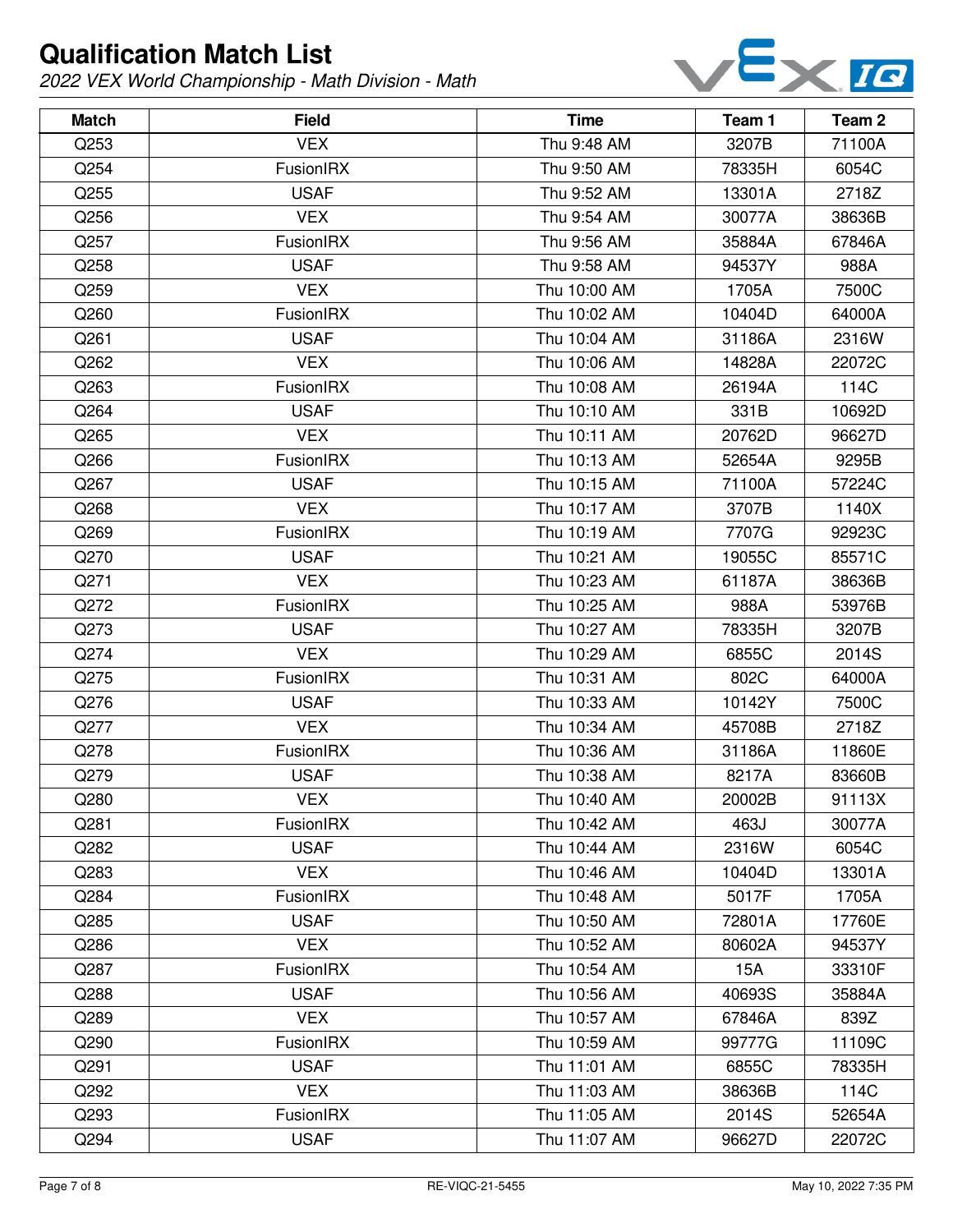# Qualification Match List

*2022 VEX World Championship - Math Division - Math*

| Match | Field | Time | Team 1 | Team 2 |
|---|---|---|---|---|
| Q253 | VEX | Thu 9:48 AM | 3207B | 71100A |
| Q254 | FusionIRX | Thu 9:50 AM | 78335H | 6054C |
| Q255 | USAF | Thu 9:52 AM | 13301A | 2718Z |
| Q256 | VEX | Thu 9:54 AM | 30077A | 38636B |
| Q257 | FusionIRX | Thu 9:56 AM | 35884A | 67846A |
| Q258 | USAF | Thu 9:58 AM | 94537Y | 988A |
| Q259 | VEX | Thu 10:00 AM | 1705A | 7500C |
| Q260 | FusionIRX | Thu 10:02 AM | 10404D | 64000A |
| Q261 | USAF | Thu 10:04 AM | 31186A | 2316W |
| Q262 | VEX | Thu 10:06 AM | 14828A | 22072C |
| Q263 | FusionIRX | Thu 10:08 AM | 26194A | 114C |
| Q264 | USAF | Thu 10:10 AM | 331B | 10692D |
| Q265 | VEX | Thu 10:11 AM | 20762D | 96627D |
| Q266 | FusionIRX | Thu 10:13 AM | 52654A | 9295B |
| Q267 | USAF | Thu 10:15 AM | 71100A | 57224C |
| Q268 | VEX | Thu 10:17 AM | 3707B | 1140X |
| Q269 | FusionIRX | Thu 10:19 AM | 7707G | 92923C |
| Q270 | USAF | Thu 10:21 AM | 19055C | 85571C |
| Q271 | VEX | Thu 10:23 AM | 61187A | 38636B |
| Q272 | FusionIRX | Thu 10:25 AM | 988A | 53976B |
| Q273 | USAF | Thu 10:27 AM | 78335H | 3207B |
| Q274 | VEX | Thu 10:29 AM | 6855C | 2014S |
| Q275 | FusionIRX | Thu 10:31 AM | 802C | 64000A |
| Q276 | USAF | Thu 10:33 AM | 10142Y | 7500C |
| Q277 | VEX | Thu 10:34 AM | 45708B | 2718Z |
| Q278 | FusionIRX | Thu 10:36 AM | 31186A | 11860E |
| Q279 | USAF | Thu 10:38 AM | 8217A | 83660B |
| Q280 | VEX | Thu 10:40 AM | 20002B | 91113X |
| Q281 | FusionIRX | Thu 10:42 AM | 463J | 30077A |
| Q282 | USAF | Thu 10:44 AM | 2316W | 6054C |
| Q283 | VEX | Thu 10:46 AM | 10404D | 13301A |
| Q284 | FusionIRX | Thu 10:48 AM | 5017F | 1705A |
| Q285 | USAF | Thu 10:50 AM | 72801A | 17760E |
| Q286 | VEX | Thu 10:52 AM | 80602A | 94537Y |
| Q287 | FusionIRX | Thu 10:54 AM | 15A | 33310F |
| Q288 | USAF | Thu 10:56 AM | 40693S | 35884A |
| Q289 | VEX | Thu 10:57 AM | 67846A | 839Z |
| Q290 | FusionIRX | Thu 10:59 AM | 99777G | 11109C |
| Q291 | USAF | Thu 11:01 AM | 6855C | 78335H |
| Q292 | VEX | Thu 11:03 AM | 38636B | 114C |
| Q293 | FusionIRX | Thu 11:05 AM | 2014S | 52654A |
| Q294 | USAF | Thu 11:07 AM | 96627D | 22072C |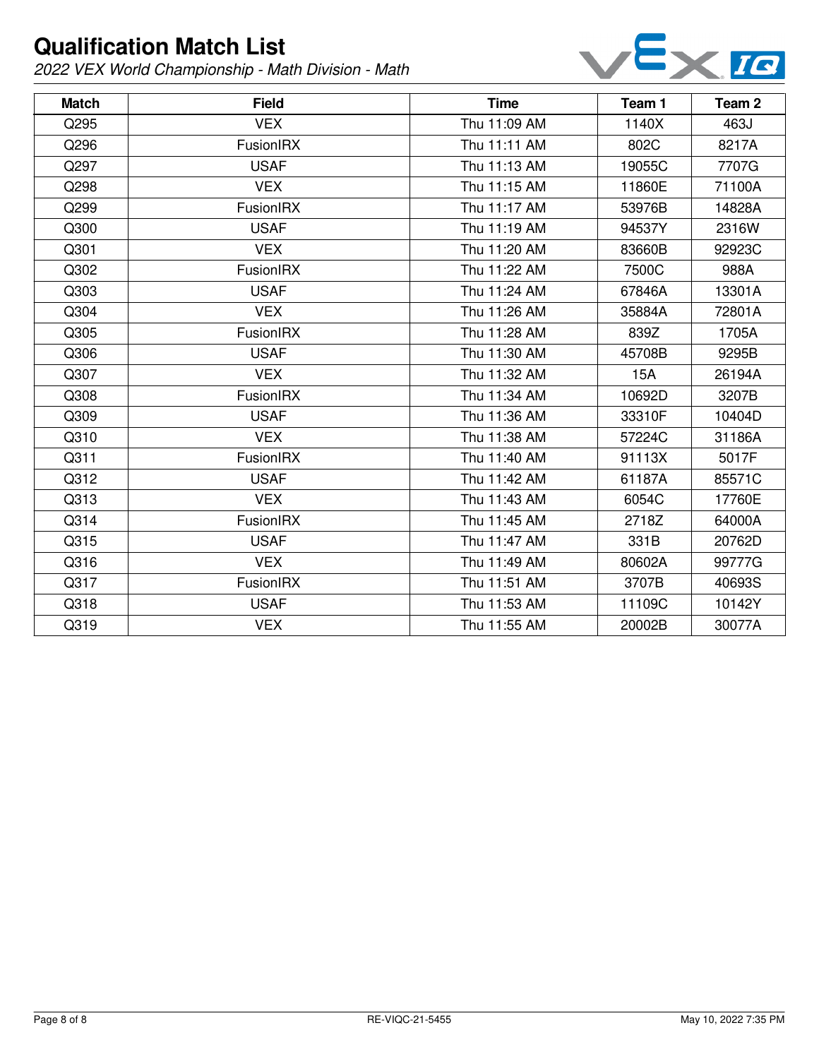# Qualification Match List

*2022 VEX World Championship - Math Division - Math*

| Match | Field | Time | Team 1 | Team 2 |
|---|---|---|---|---|
| Q295 | VEX | Thu 11:09 AM | 1140X | 463J |
| Q296 | FusionIRX | Thu 11:11 AM | 802C | 8217A |
| Q297 | USAF | Thu 11:13 AM | 19055C | 7707G |
| Q298 | VEX | Thu 11:15 AM | 11860E | 71100A |
| Q299 | FusionIRX | Thu 11:17 AM | 53976B | 14828A |
| Q300 | USAF | Thu 11:19 AM | 94537Y | 2316W |
| Q301 | VEX | Thu 11:20 AM | 83660B | 92923C |
| Q302 | FusionIRX | Thu 11:22 AM | 7500C | 988A |
| Q303 | USAF | Thu 11:24 AM | 67846A | 13301A |
| Q304 | VEX | Thu 11:26 AM | 35884A | 72801A |
| Q305 | FusionIRX | Thu 11:28 AM | 839Z | 1705A |
| Q306 | USAF | Thu 11:30 AM | 45708B | 9295B |
| Q307 | VEX | Thu 11:32 AM | 15A | 26194A |
| Q308 | FusionIRX | Thu 11:34 AM | 10692D | 3207B |
| Q309 | USAF | Thu 11:36 AM | 33310F | 10404D |
| Q310 | VEX | Thu 11:38 AM | 57224C | 31186A |
| Q311 | FusionIRX | Thu 11:40 AM | 91113X | 5017F |
| Q312 | USAF | Thu 11:42 AM | 61187A | 85571C |
| Q313 | VEX | Thu 11:43 AM | 6054C | 17760E |
| Q314 | FusionIRX | Thu 11:45 AM | 2718Z | 64000A |
| Q315 | USAF | Thu 11:47 AM | 331B | 20762D |
| Q316 | VEX | Thu 11:49 AM | 80602A | 99777G |
| Q317 | FusionIRX | Thu 11:51 AM | 3707B | 40693S |
| Q318 | USAF | Thu 11:53 AM | 11109C | 10142Y |
| Q319 | VEX | Thu 11:55 AM | 20002B | 30077A |

RE-VIQC-21-5455

May 10, 2022 7:35 PM